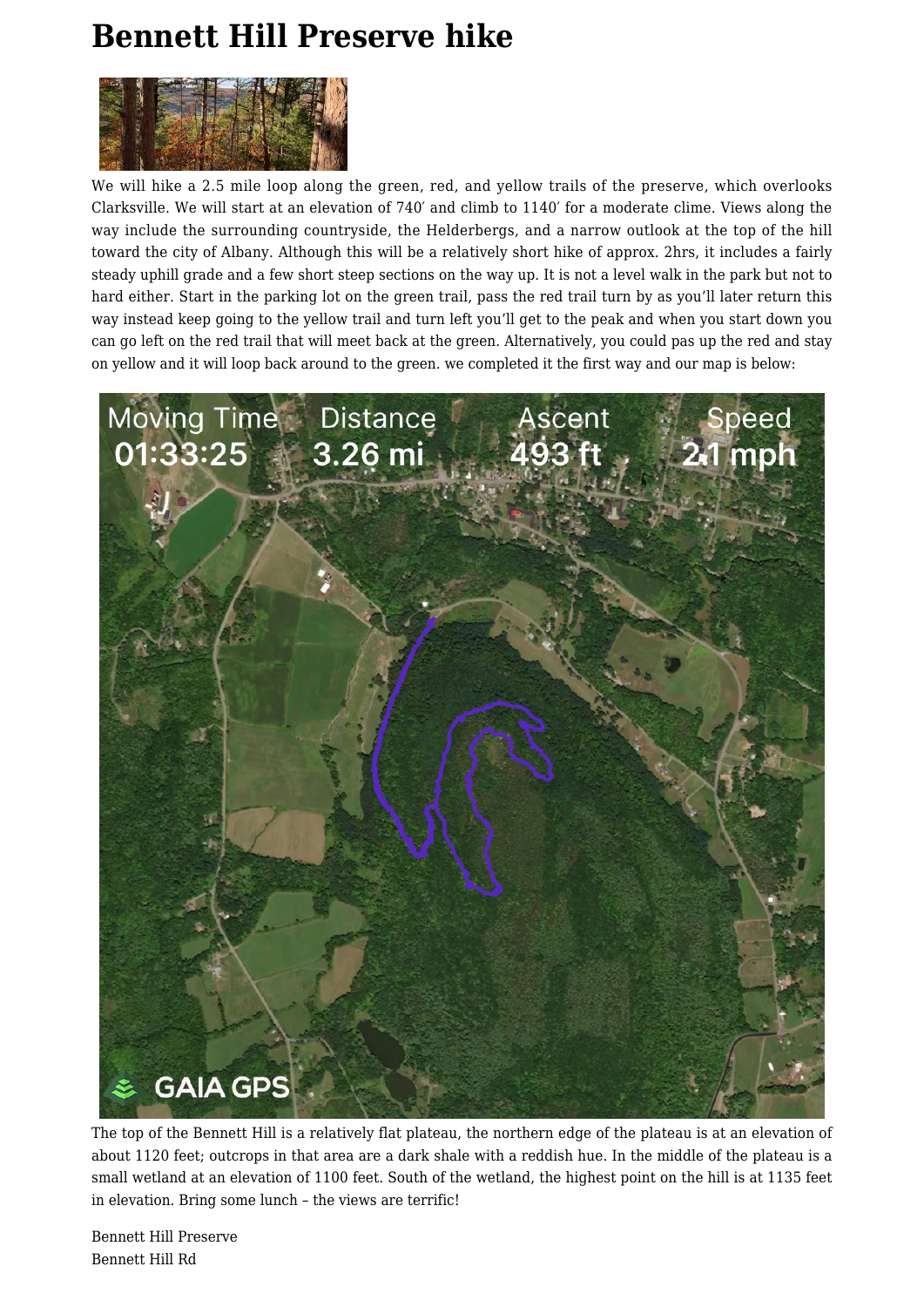# Bennett Hill Preserve hike

We will hike a 2.5 mile loop along the green, red, and yellow trails of the preserve, which overlooks Clarksville. We will start at an elevation of 740′ and climb to 1140′ for a moderate clime. Views along the way include the surrounding countryside, the Helderbergs, and a narrow outlook at the top of the hill toward the city of Albany. Although this will be a relatively short hike of approx. 2hrs, it includes a fairly steady uphill grade and a few short steep sections on the way up. It is not a level walk in the park but not to hard either. Start in the parking lot on the green trail, pass the red trail turn by as you'll later return this way instead keep going to the yellow trail and turn left you'll get to the peak and when you start down you can go left on the red trail that will meet back at the green. Alternatively, you could pas up the red and stay on yellow and it will loop back around to the green. we completed it the first way and our map is below:

The top of the Bennett Hill is a relatively flat plateau, the northern edge of the plateau is at an elevation of about 1120 feet; outcrops in that area are a dark shale with a reddish hue. In the middle of the plateau is a small wetland at an elevation of 1100 feet. South of the wetland, the highest point on the hill is at 1135 feet in elevation. Bring some lunch – the views are terrific!

Bennett Hill Preserve
Bennett Hill Rd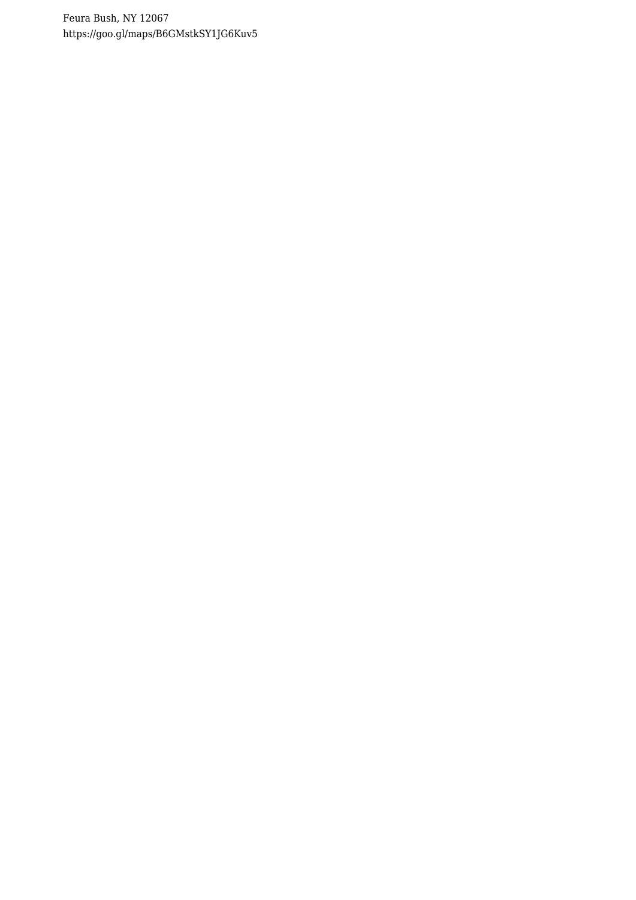Feura Bush, NY 12067
https://goo.gl/maps/B6GMstkSY1JG6Kuv5